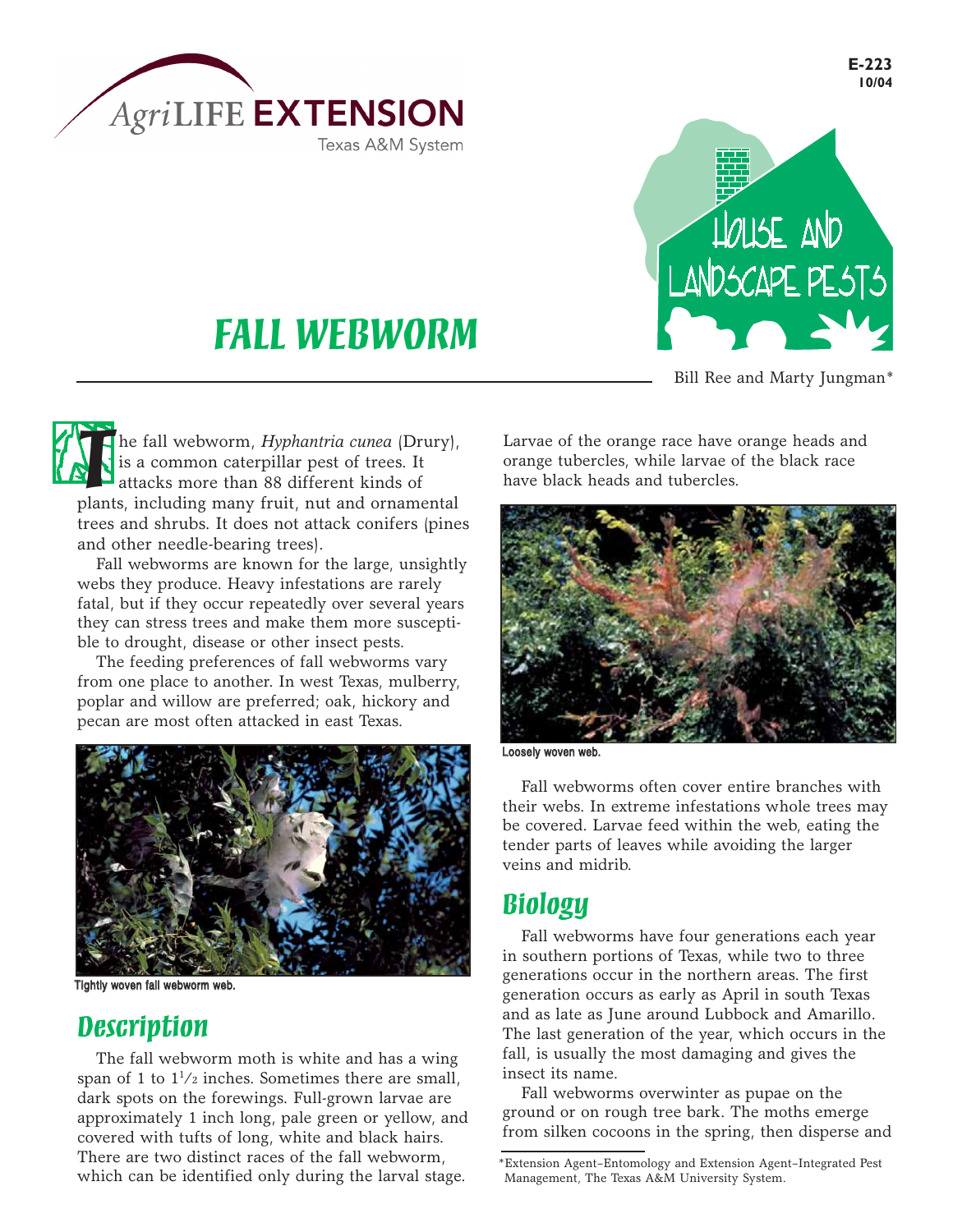AgriLIFE EXTENSION
Texas A&M System

E-223
10/04

HOUSE AND LANDSCAPE PESTS

# FALL WEBWORM

Bill Ree and Marty Jungman*

The fall webworm, *Hyphantria cunea* (Drury), is a common caterpillar pest of trees. It attacks more than 88 different kinds of plants, including many fruit, nut and ornamental trees and shrubs. It does not attack conifers (pines and other needle-bearing trees).

Fall webworms are known for the large, unsightly webs they produce. Heavy infestations are rarely fatal, but if they occur repeatedly over several years they can stress trees and make them more susceptible to drought, disease or other insect pests.

The feeding preferences of fall webworms vary from one place to another. In west Texas, mulberry, poplar and willow are preferred; oak, hickory and pecan are most often attacked in east Texas.

Tightly woven fall webworm web.

## Description

The fall webworm moth is white and has a wing span of 1 to 1½ inches. Sometimes there are small, dark spots on the forewings. Full-grown larvae are approximately 1 inch long, pale green or yellow, and covered with tufts of long, white and black hairs. There are two distinct races of the fall webworm, which can be identified only during the larval stage. Larvae of the orange race have orange heads and orange tubercles, while larvae of the black race have black heads and tubercles.

Loosely woven web.

Fall webworms often cover entire branches with their webs. In extreme infestations whole trees may be covered. Larvae feed within the web, eating the tender parts of leaves while avoiding the larger veins and midrib.

## Biology

Fall webworms have four generations each year in southern portions of Texas, while two to three generations occur in the northern areas. The first generation occurs as early as April in south Texas and as late as June around Lubbock and Amarillo. The last generation of the year, which occurs in the fall, is usually the most damaging and gives the insect its name.

Fall webworms overwinter as pupae on the ground or on rough tree bark. The moths emerge from silken cocoons in the spring, then disperse and

*Extension Agent–Entomology and Extension Agent–Integrated Pest Management, The Texas A&M University System.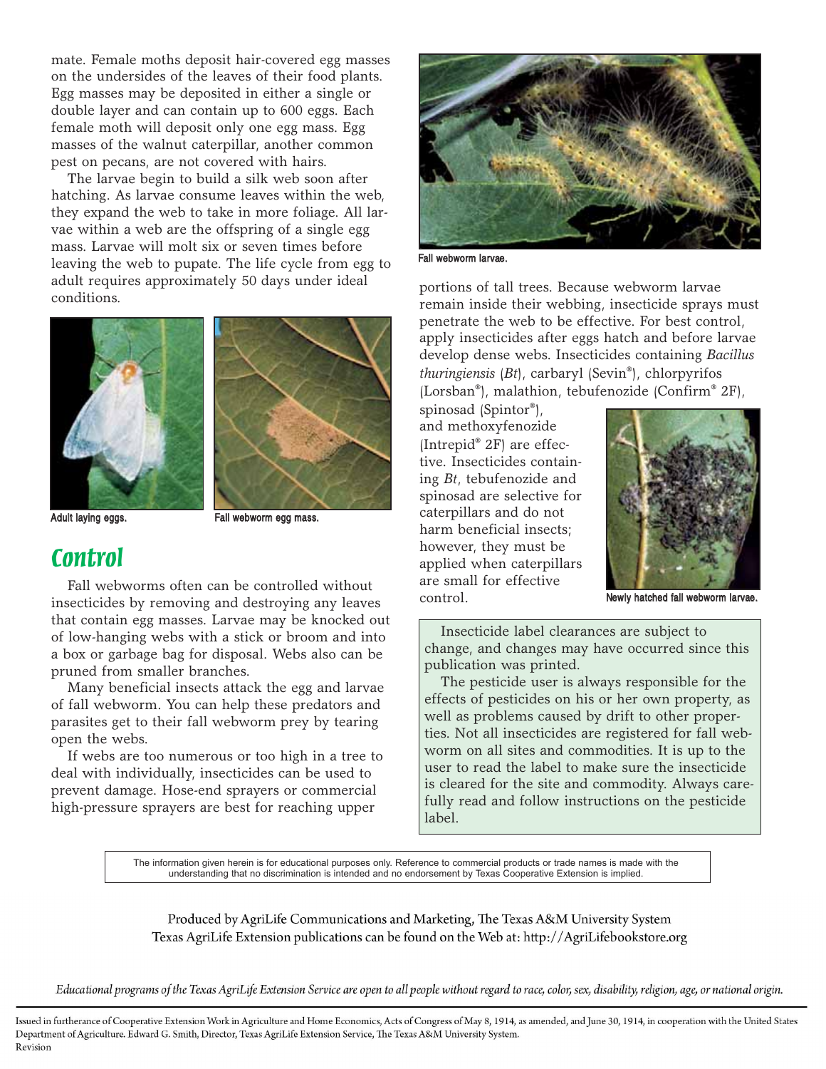mate. Female moths deposit hair-covered egg masses on the undersides of the leaves of their food plants. Egg masses may be deposited in either a single or double layer and can contain up to 600 eggs. Each female moth will deposit only one egg mass. Egg masses of the walnut caterpillar, another common pest on pecans, are not covered with hairs.

The larvae begin to build a silk web soon after hatching. As larvae consume leaves within the web, they expand the web to take in more foliage. All larvae within a web are the offspring of a single egg mass. Larvae will molt six or seven times before leaving the web to pupate. The life cycle from egg to adult requires approximately 50 days under ideal conditions.

Adult laying eggs.

Fall webworm egg mass.

## Control

Fall webworms often can be controlled without insecticides by removing and destroying any leaves that contain egg masses. Larvae may be knocked out of low-hanging webs with a stick or broom and into a box or garbage bag for disposal. Webs also can be pruned from smaller branches.

Many beneficial insects attack the egg and larvae of fall webworm. You can help these predators and parasites get to their fall webworm prey by tearing open the webs.

If webs are too numerous or too high in a tree to deal with individually, insecticides can be used to prevent damage. Hose-end sprayers or commercial high-pressure sprayers are best for reaching upper portions of tall trees. Because webworm larvae remain inside their webbing, insecticide sprays must penetrate the web to be effective. For best control, apply insecticides after eggs hatch and before larvae develop dense webs. Insecticides containing *Bacillus thuringiensis* (*Bt*), carbaryl (Sevin®), chlorpyrifos (Lorsban®), malathion, tebufenozide (Confirm® 2F), spinosad (Spintor®), and methoxyfenozide (Intrepid® 2F) are effective. Insecticides containing *Bt*, tebufenozide and spinosad are selective for caterpillars and do not harm beneficial insects; however, they must be applied when caterpillars are small for effective control.

Fall webworm larvae.

Newly hatched fall webworm larvae.

Insecticide label clearances are subject to change, and changes may have occurred since this publication was printed.

The pesticide user is always responsible for the effects of pesticides on his or her own property, as well as problems caused by drift to other properties. Not all insecticides are registered for fall webworm on all sites and commodities. It is up to the user to read the label to make sure the insecticide is cleared for the site and commodity. Always carefully read and follow instructions on the pesticide label.

The information given herein is for educational purposes only. Reference to commercial products or trade names is made with the understanding that no discrimination is intended and no endorsement by Texas Cooperative Extension is implied.

Produced by AgriLife Communications and Marketing, The Texas A&M University System
Texas AgriLife Extension publications can be found on the Web at: http://AgriLifebookstore.org

*Educational programs of the Texas AgriLife Extension Service are open to all people without regard to race, color, sex, disability, religion, age, or national origin.*

Issued in furtherance of Cooperative Extension Work in Agriculture and Home Economics, Acts of Congress of May 8, 1914, as amended, and June 30, 1914, in cooperation with the United States Department of Agriculture. Edward G. Smith, Director, Texas AgriLife Extension Service, The Texas A&M University System.
Revision